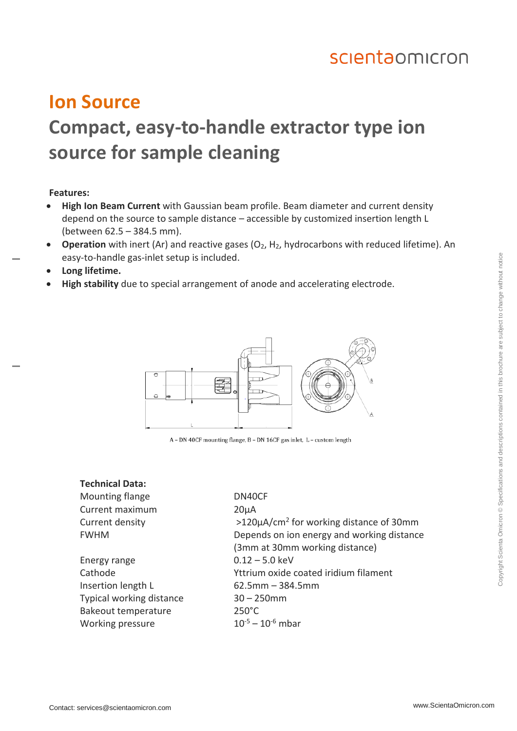# Ion Source

## Compact, easy-to-handle extractor type ion source for sample cleaning

**Features:**

- **High Ion Beam Current** with Gaussian beam profile. Beam diameter and current density depend on the source to sample distance – accessible by customized insertion length L (between 62.5 – 384.5 mm).
- **Operation** with inert (Ar) and reactive gases ($O_2$, $H_2$, hydrocarbons with reduced lifetime). An easy-to-handle gas-inlet setup is included.
- **Long lifetime.**
- **High stability** due to special arrangement of anode and accelerating electrode.

A – DN 40CF mounting flange, B – DN 16CF gas inlet, L – custom length

**Technical Data:**

| | |
|---|---|
| Mounting flange | DN40CF |
| Current maximum | 20µA |
| Current density | >120µA/cm$^2$ for working distance of 30mm |
| FWHM | Depends on ion energy and working distance (3mm at 30mm working distance) |
| Energy range | 0.12 – 5.0 keV |
| Cathode | Yttrium oxide coated iridium filament |
| Insertion length L | 62.5mm – 384.5mm |
| Typical working distance | 30 – 250mm |
| Bakeout temperature | 250°C |
| Working pressure | $10^{-5}$ – $10^{-6}$ mbar |

Contact: services@scientaomicron.com

www.ScientaOmicron.com

Copyright Scienta Omicron © Specifications and descriptions contained in this brochure are subject to change without notice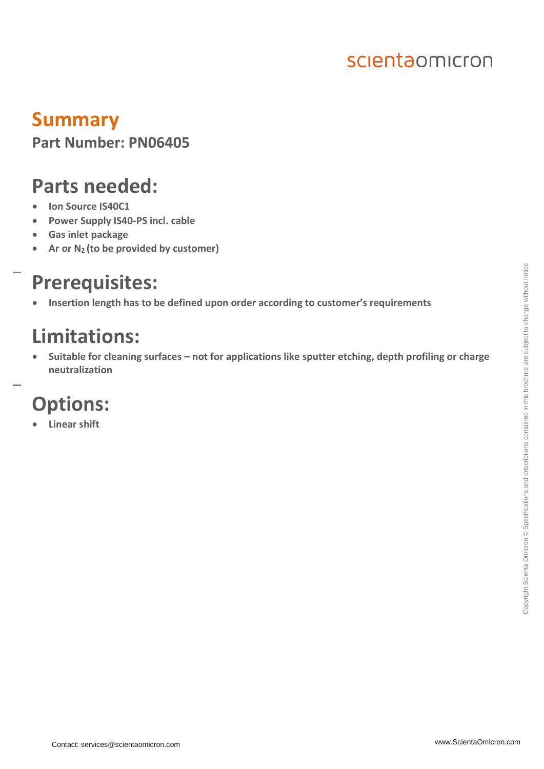# Summary

**Part Number: PN06405**

## Parts needed:

- **Ion Source IS40C1**
- **Power Supply IS40-PS incl. cable**
- **Gas inlet package**
- **Ar or $N_2$ (to be provided by customer)**

## Prerequisites:

- **Insertion length has to be defined upon order according to customer's requirements**

## Limitations:

- **Suitable for cleaning surfaces – not for applications like sputter etching, depth profiling or charge neutralization**

## Options:

- **Linear shift**

Contact: services@scientaomicron.com

www.ScientaOmicron.com